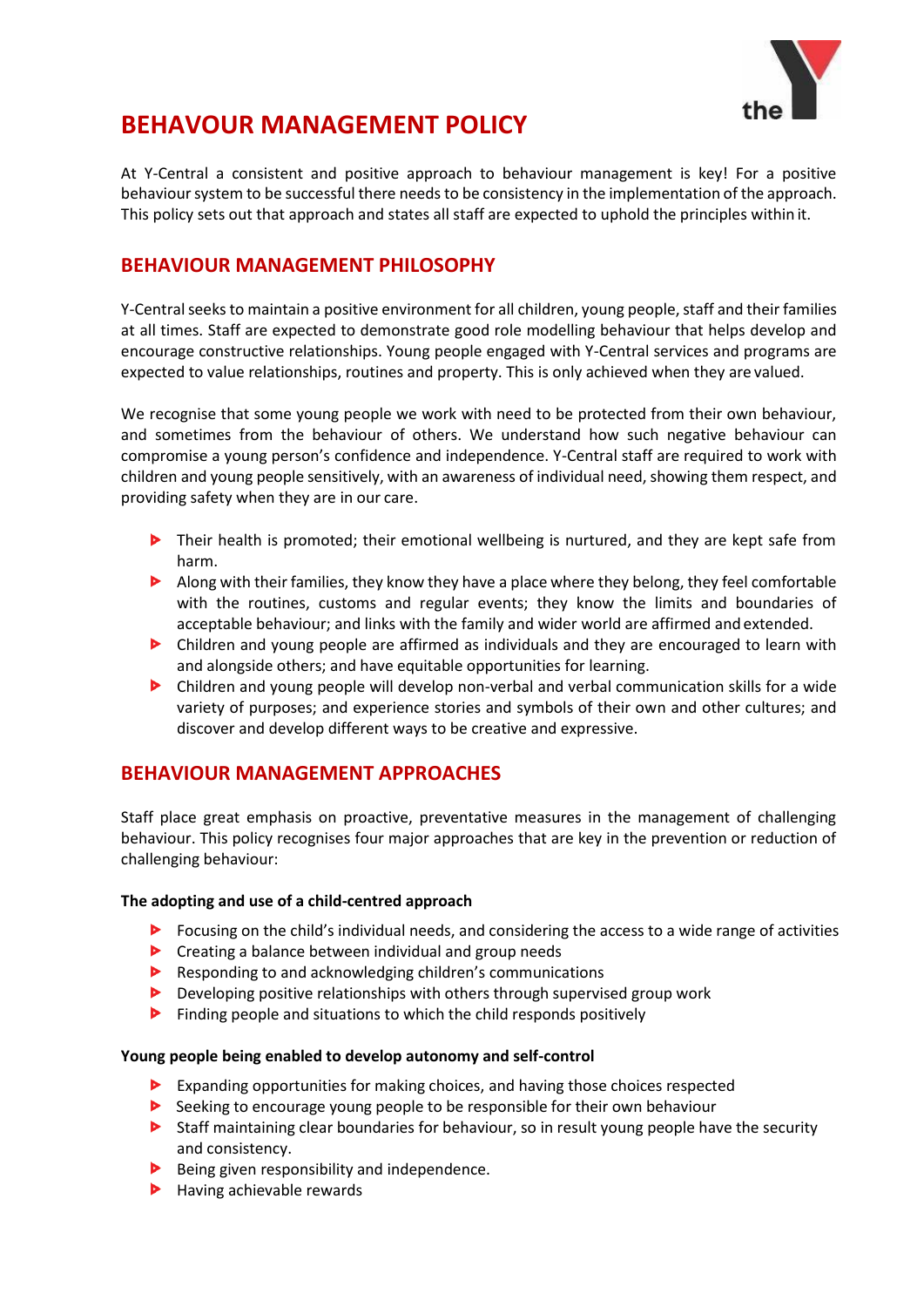# BEHAVOUR MANAGEMENT POLICY

At Y-Central a consistent and positive approach to behaviour management is key! For a positive behaviour system to be successful there needs to be consistency in the implementation of the approach. This policy sets out that approach and states all staff are expected to uphold the principles within it.

## BEHAVIOUR MANAGEMENT PHILOSOPHY

Y-Central seeks to maintain a positive environment for all children, young people, staff and their families at all times. Staff are expected to demonstrate good role modelling behaviour that helps develop and encourage constructive relationships. Young people engaged with Y-Central services and programs are expected to value relationships, routines and property. This is only achieved when they are valued.

We recognise that some young people we work with need to be protected from their own behaviour, and sometimes from the behaviour of others. We understand how such negative behaviour can compromise a young person's confidence and independence. Y-Central staff are required to work with children and young people sensitively, with an awareness of individual need, showing them respect, and providing safety when they are in our care.

- Their health is promoted; their emotional wellbeing is nurtured, and they are kept safe from harm.
- Along with their families, they know they have a place where they belong, they feel comfortable with the routines, customs and regular events; they know the limits and boundaries of acceptable behaviour; and links with the family and wider world are affirmed and extended.
- Children and young people are affirmed as individuals and they are encouraged to learn with and alongside others; and have equitable opportunities for learning.
- Children and young people will develop non-verbal and verbal communication skills for a wide variety of purposes; and experience stories and symbols of their own and other cultures; and discover and develop different ways to be creative and expressive.

## BEHAVIOUR MANAGEMENT APPROACHES

Staff place great emphasis on proactive, preventative measures in the management of challenging behaviour. This policy recognises four major approaches that are key in the prevention or reduction of challenging behaviour:

**The adopting and use of a child-centred approach**

- Focusing on the child's individual needs, and considering the access to a wide range of activities
- Creating a balance between individual and group needs
- Responding to and acknowledging children's communications
- Developing positive relationships with others through supervised group work
- Finding people and situations to which the child responds positively

**Young people being enabled to develop autonomy and self-control**

- Expanding opportunities for making choices, and having those choices respected
- Seeking to encourage young people to be responsible for their own behaviour
- Staff maintaining clear boundaries for behaviour, so in result young people have the security and consistency.
- Being given responsibility and independence.
- Having achievable rewards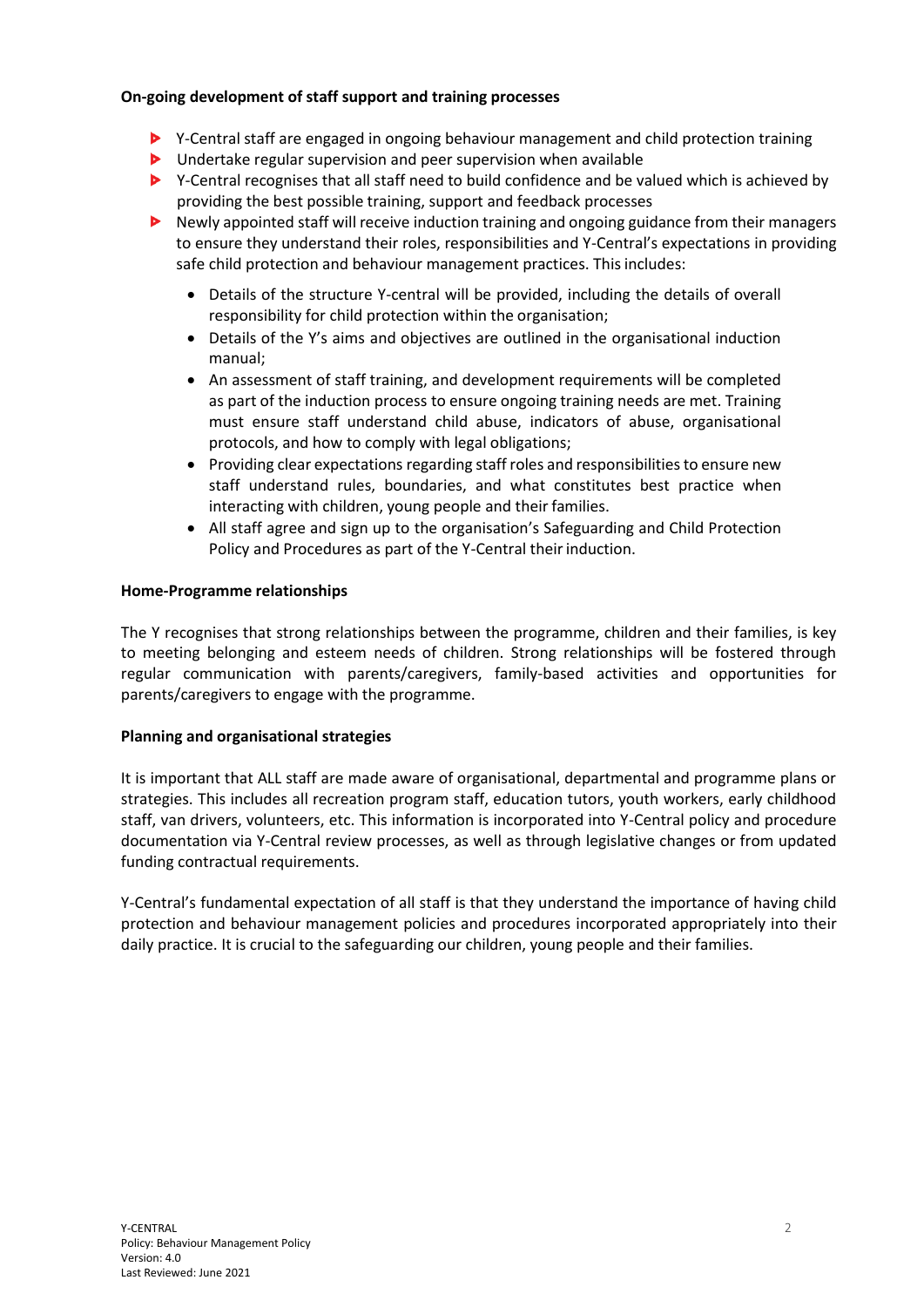**On-going development of staff support and training processes**

- Y-Central staff are engaged in ongoing behaviour management and child protection training
- Undertake regular supervision and peer supervision when available
- Y-Central recognises that all staff need to build confidence and be valued which is achieved by providing the best possible training, support and feedback processes
- Newly appointed staff will receive induction training and ongoing guidance from their managers to ensure they understand their roles, responsibilities and Y-Central's expectations in providing safe child protection and behaviour management practices. This includes:
  - Details of the structure Y-central will be provided, including the details of overall responsibility for child protection within the organisation;
  - Details of the Y's aims and objectives are outlined in the organisational induction manual;
  - An assessment of staff training, and development requirements will be completed as part of the induction process to ensure ongoing training needs are met. Training must ensure staff understand child abuse, indicators of abuse, organisational protocols, and how to comply with legal obligations;
  - Providing clear expectations regarding staff roles and responsibilities to ensure new staff understand rules, boundaries, and what constitutes best practice when interacting with children, young people and their families.
  - All staff agree and sign up to the organisation's Safeguarding and Child Protection Policy and Procedures as part of the Y-Central their induction.

**Home-Programme relationships**

The Y recognises that strong relationships between the programme, children and their families, is key to meeting belonging and esteem needs of children. Strong relationships will be fostered through regular communication with parents/caregivers, family-based activities and opportunities for parents/caregivers to engage with the programme.

**Planning and organisational strategies**

It is important that ALL staff are made aware of organisational, departmental and programme plans or strategies. This includes all recreation program staff, education tutors, youth workers, early childhood staff, van drivers, volunteers, etc. This information is incorporated into Y-Central policy and procedure documentation via Y-Central review processes, as well as through legislative changes or from updated funding contractual requirements.

Y-Central's fundamental expectation of all staff is that they understand the importance of having child protection and behaviour management policies and procedures incorporated appropriately into their daily practice. It is crucial to the safeguarding our children, young people and their families.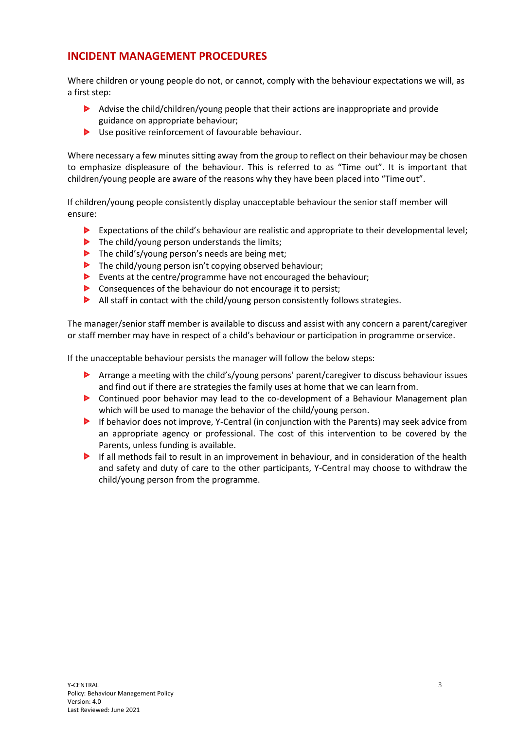## INCIDENT MANAGEMENT PROCEDURES

Where children or young people do not, or cannot, comply with the behaviour expectations we will, as a first step:

- Advise the child/children/young people that their actions are inappropriate and provide guidance on appropriate behaviour;
- Use positive reinforcement of favourable behaviour.

Where necessary a few minutes sitting away from the group to reflect on their behaviour may be chosen to emphasize displeasure of the behaviour. This is referred to as "Time out". It is important that children/young people are aware of the reasons why they have been placed into "Time out".

If children/young people consistently display unacceptable behaviour the senior staff member will ensure:

- Expectations of the child's behaviour are realistic and appropriate to their developmental level;
- The child/young person understands the limits;
- The child's/young person's needs are being met;
- The child/young person isn't copying observed behaviour;
- Events at the centre/programme have not encouraged the behaviour;
- Consequences of the behaviour do not encourage it to persist;
- All staff in contact with the child/young person consistently follows strategies.

The manager/senior staff member is available to discuss and assist with any concern a parent/caregiver or staff member may have in respect of a child's behaviour or participation in programme or service.

If the unacceptable behaviour persists the manager will follow the below steps:

- Arrange a meeting with the child's/young persons' parent/caregiver to discuss behaviour issues and find out if there are strategies the family uses at home that we can learn from.
- Continued poor behavior may lead to the co-development of a Behaviour Management plan which will be used to manage the behavior of the child/young person.
- If behavior does not improve, Y-Central (in conjunction with the Parents) may seek advice from an appropriate agency or professional. The cost of this intervention to be covered by the Parents, unless funding is available.
- If all methods fail to result in an improvement in behaviour, and in consideration of the health and safety and duty of care to the other participants, Y-Central may choose to withdraw the child/young person from the programme.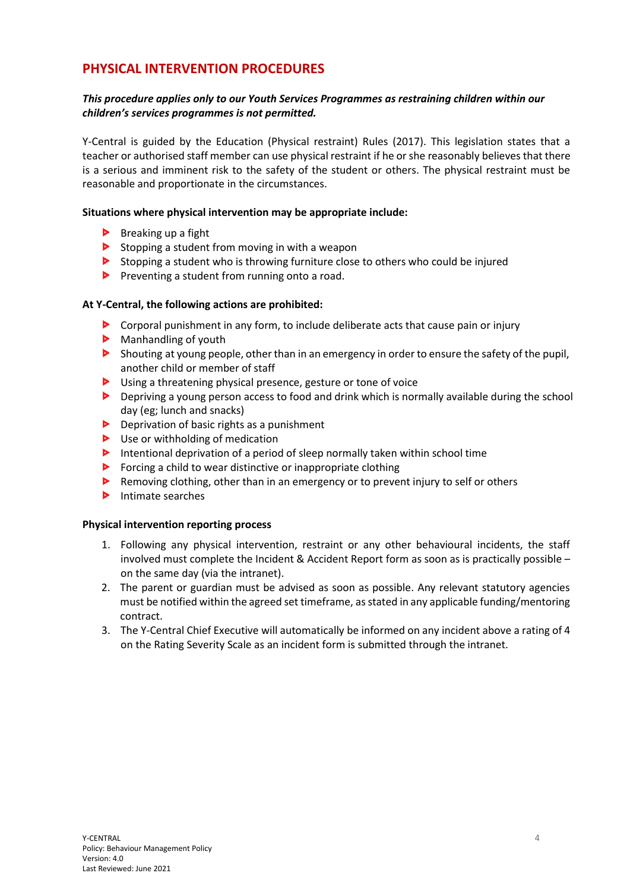## PHYSICAL INTERVENTION PROCEDURES

***This procedure applies only to our Youth Services Programmes as restraining children within our children's services programmes is not permitted.***

Y-Central is guided by the Education (Physical restraint) Rules (2017). This legislation states that a teacher or authorised staff member can use physical restraint if he or she reasonably believes that there is a serious and imminent risk to the safety of the student or others. The physical restraint must be reasonable and proportionate in the circumstances.

**Situations where physical intervention may be appropriate include:**

- Breaking up a fight
- Stopping a student from moving in with a weapon
- Stopping a student who is throwing furniture close to others who could be injured
- Preventing a student from running onto a road.

**At Y-Central, the following actions are prohibited:**

- Corporal punishment in any form, to include deliberate acts that cause pain or injury
- Manhandling of youth
- Shouting at young people, other than in an emergency in order to ensure the safety of the pupil, another child or member of staff
- Using a threatening physical presence, gesture or tone of voice
- Depriving a young person access to food and drink which is normally available during the school day (eg; lunch and snacks)
- Deprivation of basic rights as a punishment
- Use or withholding of medication
- Intentional deprivation of a period of sleep normally taken within school time
- Forcing a child to wear distinctive or inappropriate clothing
- Removing clothing, other than in an emergency or to prevent injury to self or others
- Intimate searches

**Physical intervention reporting process**

1. Following any physical intervention, restraint or any other behavioural incidents, the staff involved must complete the Incident & Accident Report form as soon as is practically possible – on the same day (via the intranet).
2. The parent or guardian must be advised as soon as possible. Any relevant statutory agencies must be notified within the agreed set timeframe, as stated in any applicable funding/mentoring contract.
3. The Y-Central Chief Executive will automatically be informed on any incident above a rating of 4 on the Rating Severity Scale as an incident form is submitted through the intranet.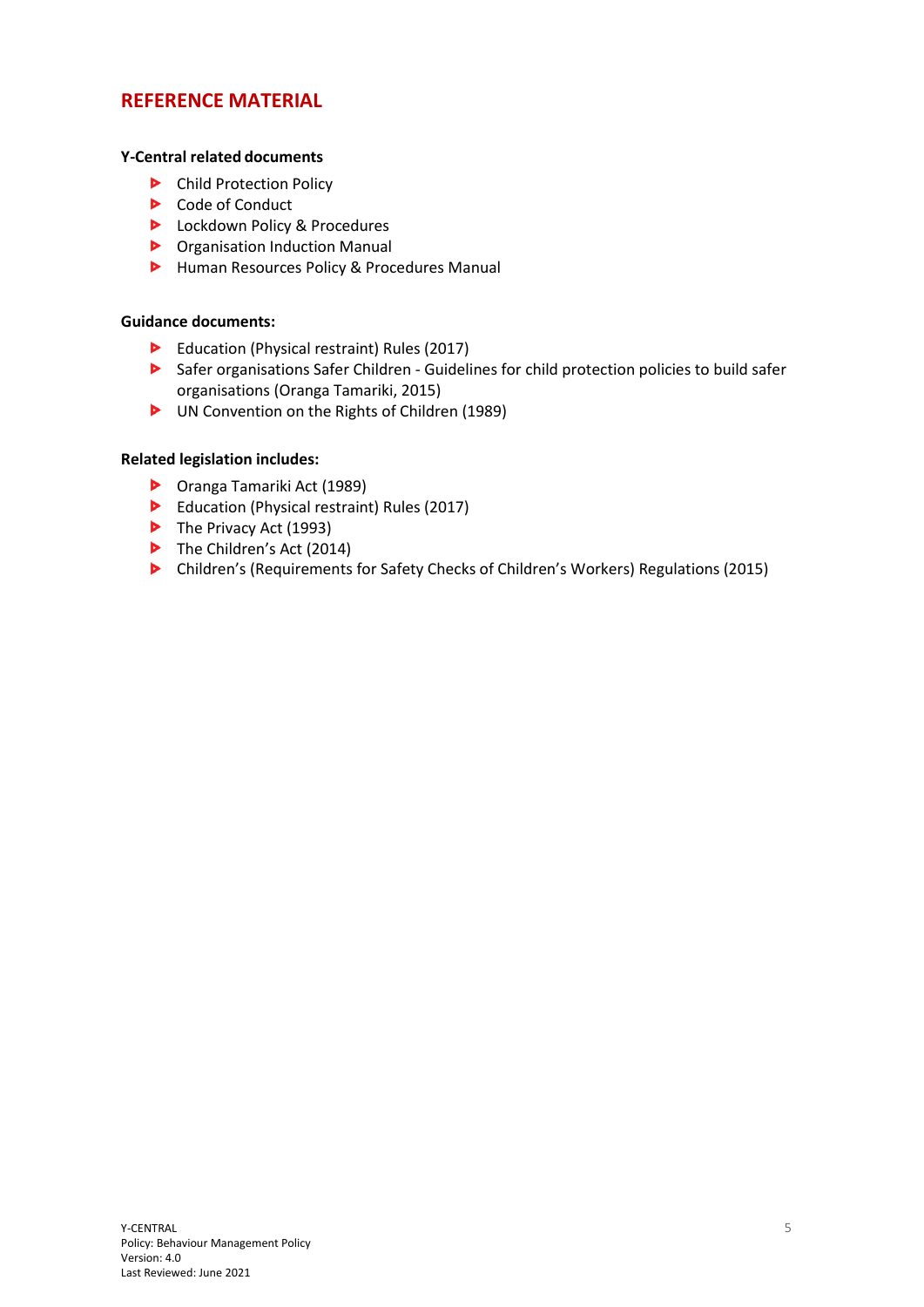## REFERENCE MATERIAL

**Y-Central related documents**

- Child Protection Policy
- Code of Conduct
- Lockdown Policy & Procedures
- Organisation Induction Manual
- Human Resources Policy & Procedures Manual

**Guidance documents:**

- Education (Physical restraint) Rules (2017)
- Safer organisations Safer Children - Guidelines for child protection policies to build safer organisations (Oranga Tamariki, 2015)
- UN Convention on the Rights of Children (1989)

**Related legislation includes:**

- Oranga Tamariki Act (1989)
- Education (Physical restraint) Rules (2017)
- The Privacy Act (1993)
- The Children's Act (2014)
- Children's (Requirements for Safety Checks of Children's Workers) Regulations (2015)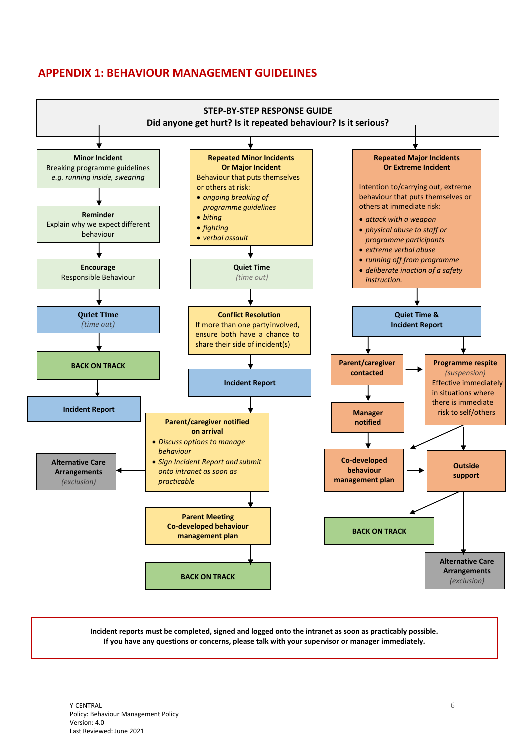## APPENDIX 1: BEHAVIOUR MANAGEMENT GUIDELINES

**STEP-BY-STEP RESPONSE GUIDE**
**Did anyone get hurt? Is it repeated behaviour? Is it serious?**

### Minor Incident

**Minor Incident**
Breaking programme guidelines
*e.g. running inside, swearing*

↓

**Reminder**
Explain why we expect different behaviour

↓

**Encourage**
Responsible Behaviour

↓

**Quiet Time**
*(time out)*

↓

**BACK ON TRACK**

↓

**Incident Report**

### Repeated Minor Incidents Or Major Incident

**Repeated Minor Incidents Or Major Incident**
Behaviour that puts themselves or others at risk:

- *ongoing breaking of programme guidelines*
- *biting*
- *fighting*
- *verbal assault*

↓

**Quiet Time**
*(time out)*

↓

**Conflict Resolution**
If more than one party involved, ensure both have a chance to share their side of incident(s)

↓

**Incident Report**

↓

**Parent/caregiver notified on arrival**

- *Discuss options to manage behaviour*
- *Sign Incident Report and submit onto intranet as soon as practicable*

→ **Alternative Care Arrangements** *(exclusion)*

↓

**Parent Meeting**
**Co-developed behaviour management plan**

↓

**BACK ON TRACK**

### Repeated Major Incidents Or Extreme Incident

**Repeated Major Incidents Or Extreme Incident**

Intention to/carrying out, extreme behaviour that puts themselves or others at immediate risk:

- *attack with a weapon*
- *physical abuse to staff or programme participants*
- *extreme verbal abuse*
- *running off from programme*
- *deliberate inaction of a safety instruction.*

↓

**Quiet Time & Incident Report**

↓ (both of the following)

**Parent/caregiver contacted** → **Programme respite** *(suspension)* Effective immediately in situations where there is immediate risk to self/others

From **Parent/caregiver contacted**:

↓

**Manager notified**

↓

**Co-developed behaviour management plan** → **Outside support**

From **Programme respite**:

- → **Co-developed behaviour management plan**
- ↓ **Outside support**

From **Outside support**:

- → **BACK ON TRACK**
- ↓ **Alternative Care Arrangements** *(exclusion)*

---

**Incident reports must be completed, signed and logged onto the intranet as soon as practicably possible.**
**If you have any questions or concerns, please talk with your supervisor or manager immediately.**

Y-CENTRAL
Policy: Behaviour Management Policy
Version: 4.0
Last Reviewed: June 2021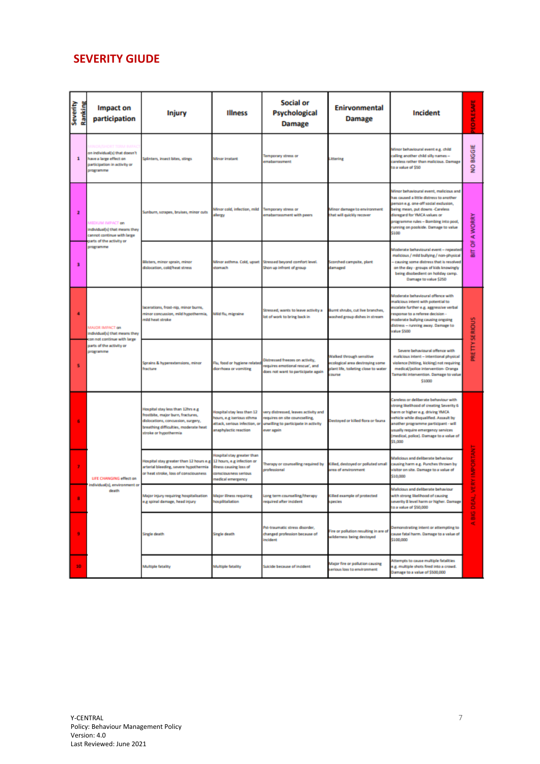# SEVERITY GIUDE

| Severity Ranking | Impact on participation | Injury | Illness | Social or Psychological Damage | Enirvonmental Damage | Incident | PEOPLE SAFE |
|---|---|---|---|---|---|---|---|
| 1 | MINOR/SHORT TERM IMPACT on individual(s) that doesn't have a large effect on participation in activity or programme | Splinters, insect bites, stings | Minor irritant | Temporary stress or embarrassment | Littering | Minor behavioural event e.g. child calling another child silly names – careless rather than malicious. Damage to a value of $50 | NO BIGGIE |
| 2 | MEDIUM IMPACT on individual(s) that means they cannot continue with large parts of the activity or programme | Sunburn, scrapes, bruises, minor cuts | Minor cold, infection, mild allergy | Temporary stress or embarrassment with peers | Minor damage to environment that will quickly recover | Minor behavioural event, malicious and has caused a little distress to another person e.g. one-off social exclusion, being mean, put downs -Careless disregard for YMCA values or programme rules – Bombing into pool, running on poolside. Damage to value $100 | BIT OF A WORRY |
| 3 | | Blisters, minor sprain, minor dislocation, cold/heat stress | Minor asthma. Cold, upset stomach | Stressed beyond comfort level. Shon up infront of group | Scorched campsite, plant damaged | Moderate behavioural event – repeated malicious / mild bullying / non-physical – causing some distress that is resolved on the day - groups of kids knowingly being disobedient on holiday camp. Damage to value $250 | |
| 4 | MAJOR IMPACT on individual(s) that means they con not continue with large parts of the activity or programme | lacerations, frost-nip, minor burns, minor concussion, mild hypothermia, mild heat stroke | Mild flu, migraine | Stressed, wants to leave activity a lot of work to bring back in | Burnt shrubs, cut live branches, washed group dishes in stream | Moderate behavioural offence with malicious intent with potential to escalate further e.g. aggressive verbal response to a referee decision - moderate bullying causing ongoing distress – running away. Damage to value $500 | PRETTY SERIOUS |
| 5 | | Sprains & hyperextensions, minor fracture | Flu, food or hygiene related diarrhoea or vomiting | Distressed freezes on activity, requires emotional rescue', and does not want to participate again | Walked through sensitive ecological area destroying some plant life, toileting close to water course | Severe behavioural offence with malicious intent – intentional physical violence (hitting, kicking) not requiring medical/police intervention- Orange Tamariki intervention. Damage to value $1000 | |
| 6 | LIFE CHANGING effect on individual(s), environment or death | Hospital stay less than 12hrs e.g frostbite, major burn, fractures, dislocations, concussion, surgery, breathing difficulties, moderate heat stroke or hypothermia | Hospital stay less than 12 hours, e.g iserious sthma attack, serious infection, or anaphylactic reaction | very distressed, leaves activity and requires on site councselling, unwilling to participate in activity ever again | Destoyed or killed flora or fauna | Careless or deliberate behaviour with strong likelihood of creating Severity 6 harm or higher e.g. driving YMCA vehicle while disqualified. Assault by another programme participant - will usually require emergency services (medical, police). Damage to a value of $5,000 | A BIG DEAL, VERY IMPORTANT |
| 7 | | Hospital stay greater than 12 hours e.g arterial bleeding, severe hypothermia or heat stroke, loss of consciousness | Hospital stay greater than 12 hours, e.g infection or illness causing loss of consciousness serious medical emergency | Therapy or counselling required by professional | Killed, destoyed or polluted small area of environment | Malicious and deliberate behaviour causing harm e.g. Punches thrown by visitor on site. Damage to value of $10,000 | |
| 8 | | Major injury requiring hospitalisation e.g spinal damage, head injury | Major illness requiring hospitalisation | Long term counselling/therapy required after incident | Killed example of protected species | Malicious and deliberate behaviour with strong likelihood of causing severity 8 level harm or higher. Damage to a value of $50,000 | |
| 9 | | Single death | Single death | Pst-traumatic stress disorder, changed profession because of incident | Fire or pollution resulting in are of wilderness being destroyed | Demonstrating intent or attempting to cause fatal harm. Damage to a value of $100,000 | |
| 10 | | Multiple fatality | Multiple fatality | Suicide because of incident | Major fire or pollution causing serious loss to environment | Attempts to cause multiple fatalities e.g. multiple shots fired into a crowd. Damage to a value of $500,000 | |

Y-CENTRAL
Policy: Behaviour Management Policy
Version: 4.0
Last Reviewed: June 2021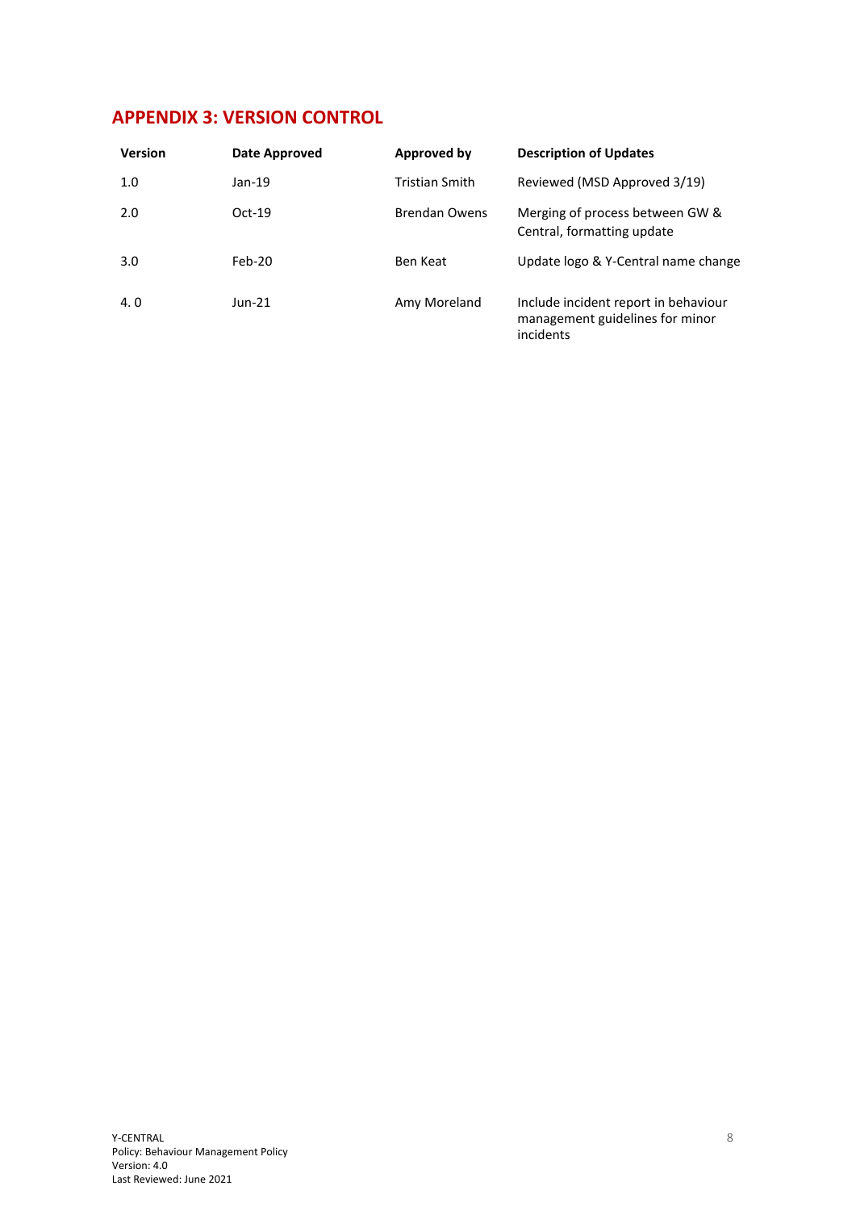## APPENDIX 3: VERSION CONTROL

| Version | Date Approved | Approved by | Description of Updates |
|---|---|---|---|
| 1.0 | Jan-19 | Tristian Smith | Reviewed (MSD Approved 3/19) |
| 2.0 | Oct-19 | Brendan Owens | Merging of process between GW & Central, formatting update |
| 3.0 | Feb-20 | Ben Keat | Update logo & Y-Central name change |
| 4. 0 | Jun-21 | Amy Moreland | Include incident report in behaviour management guidelines for minor incidents |